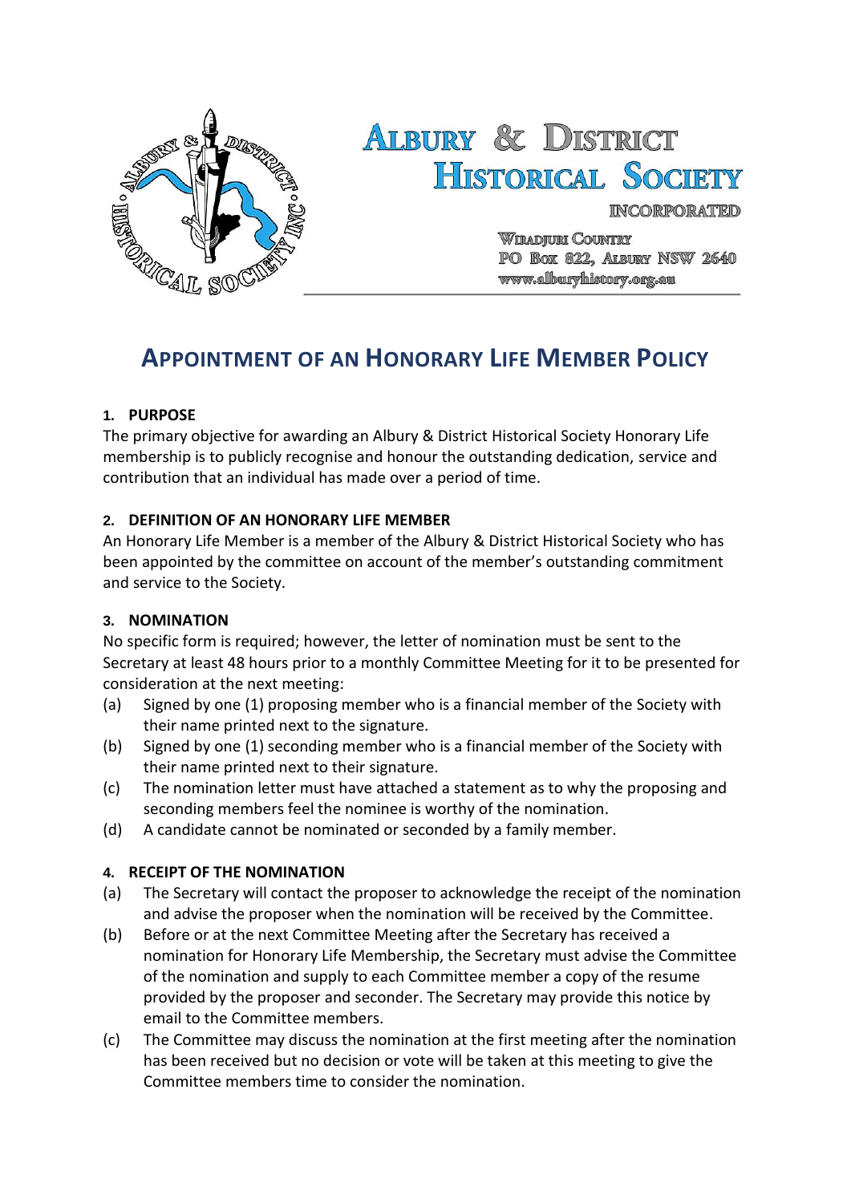# ALBURY & DISTRICT HISTORICAL SOCIETY

INCORPORATED

WIRADJURI COUNTRY
PO BOX 822, ALBURY NSW 2640
www.alburyhistory.org.au

## APPOINTMENT OF AN HONORARY LIFE MEMBER POLICY

### 1. PURPOSE

The primary objective for awarding an Albury & District Historical Society Honorary Life membership is to publicly recognise and honour the outstanding dedication, service and contribution that an individual has made over a period of time.

### 2. DEFINITION OF AN HONORARY LIFE MEMBER

An Honorary Life Member is a member of the Albury & District Historical Society who has been appointed by the committee on account of the member's outstanding commitment and service to the Society.

### 3. NOMINATION

No specific form is required; however, the letter of nomination must be sent to the Secretary at least 48 hours prior to a monthly Committee Meeting for it to be presented for consideration at the next meeting:

(a) Signed by one (1) proposing member who is a financial member of the Society with their name printed next to the signature.

(b) Signed by one (1) seconding member who is a financial member of the Society with their name printed next to their signature.

(c) The nomination letter must have attached a statement as to why the proposing and seconding members feel the nominee is worthy of the nomination.

(d) A candidate cannot be nominated or seconded by a family member.

### 4. RECEIPT OF THE NOMINATION

(a) The Secretary will contact the proposer to acknowledge the receipt of the nomination and advise the proposer when the nomination will be received by the Committee.

(b) Before or at the next Committee Meeting after the Secretary has received a nomination for Honorary Life Membership, the Secretary must advise the Committee of the nomination and supply to each Committee member a copy of the resume provided by the proposer and seconder. The Secretary may provide this notice by email to the Committee members.

(c) The Committee may discuss the nomination at the first meeting after the nomination has been received but no decision or vote will be taken at this meeting to give the Committee members time to consider the nomination.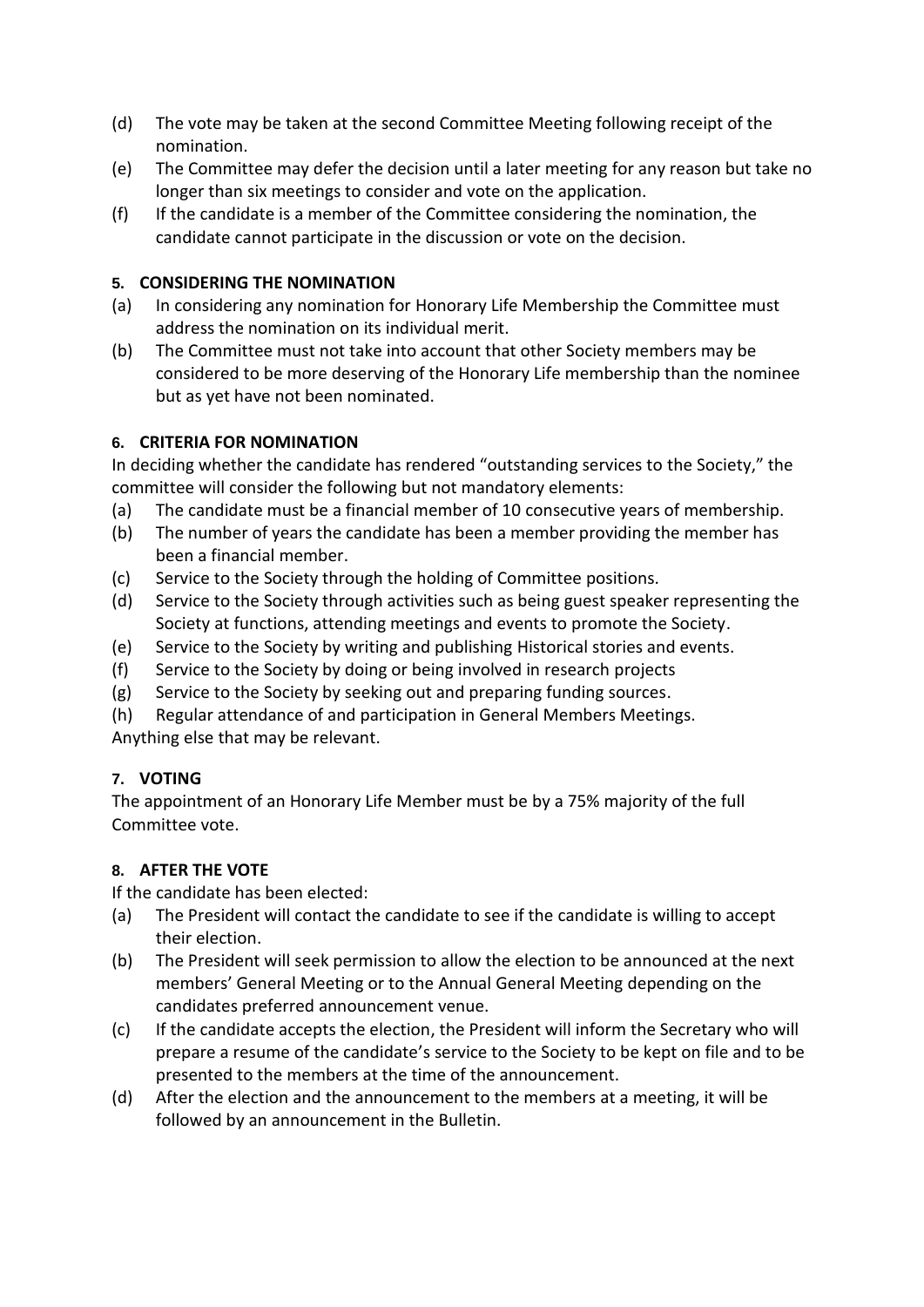(d) The vote may be taken at the second Committee Meeting following receipt of the nomination.

(e) The Committee may defer the decision until a later meeting for any reason but take no longer than six meetings to consider and vote on the application.

(f) If the candidate is a member of the Committee considering the nomination, the candidate cannot participate in the discussion or vote on the decision.

### 5. CONSIDERING THE NOMINATION

(a) In considering any nomination for Honorary Life Membership the Committee must address the nomination on its individual merit.

(b) The Committee must not take into account that other Society members may be considered to be more deserving of the Honorary Life membership than the nominee but as yet have not been nominated.

### 6. CRITERIA FOR NOMINATION

In deciding whether the candidate has rendered "outstanding services to the Society," the committee will consider the following but not mandatory elements:

(a) The candidate must be a financial member of 10 consecutive years of membership.

(b) The number of years the candidate has been a member providing the member has been a financial member.

(c) Service to the Society through the holding of Committee positions.

(d) Service to the Society through activities such as being guest speaker representing the Society at functions, attending meetings and events to promote the Society.

(e) Service to the Society by writing and publishing Historical stories and events.

(f) Service to the Society by doing or being involved in research projects

(g) Service to the Society by seeking out and preparing funding sources.

(h) Regular attendance of and participation in General Members Meetings.

Anything else that may be relevant.

### 7. VOTING

The appointment of an Honorary Life Member must be by a 75% majority of the full Committee vote.

### 8. AFTER THE VOTE

If the candidate has been elected:

(a) The President will contact the candidate to see if the candidate is willing to accept their election.

(b) The President will seek permission to allow the election to be announced at the next members' General Meeting or to the Annual General Meeting depending on the candidates preferred announcement venue.

(c) If the candidate accepts the election, the President will inform the Secretary who will prepare a resume of the candidate's service to the Society to be kept on file and to be presented to the members at the time of the announcement.

(d) After the election and the announcement to the members at a meeting, it will be followed by an announcement in the Bulletin.